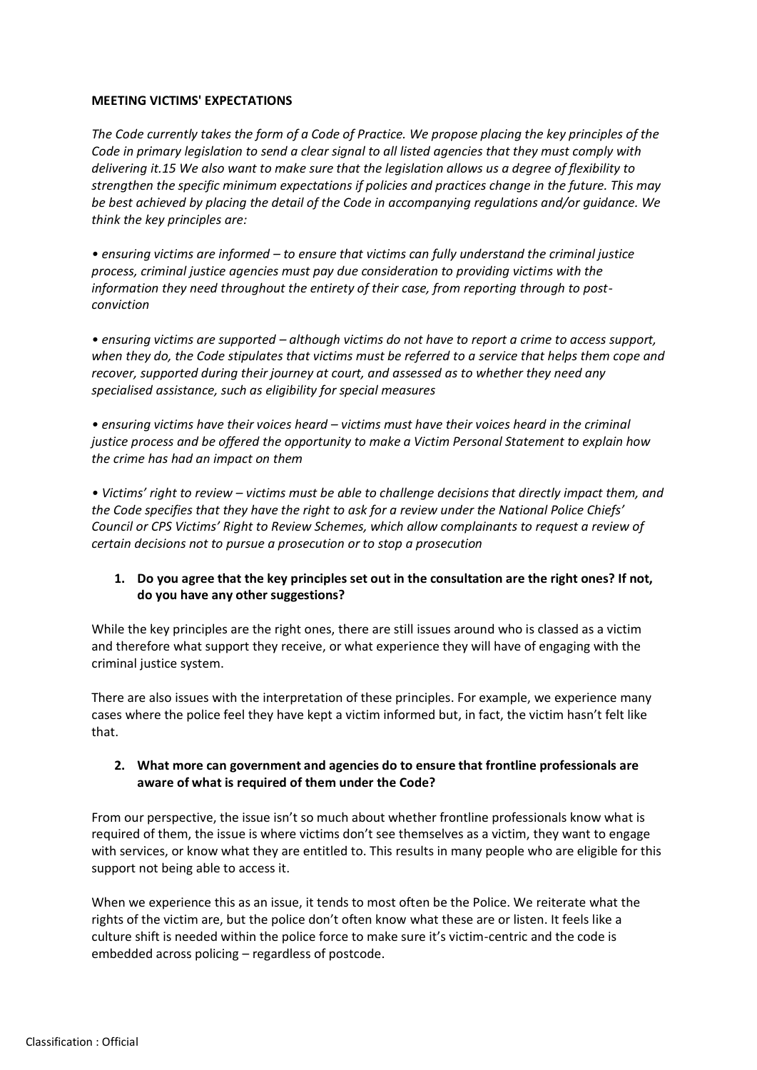**MEETING VICTIMS' EXPECTATIONS**

*The Code currently takes the form of a Code of Practice. We propose placing the key principles of the Code in primary legislation to send a clear signal to all listed agencies that they must comply with delivering it.15 We also want to make sure that the legislation allows us a degree of flexibility to strengthen the specific minimum expectations if policies and practices change in the future. This may be best achieved by placing the detail of the Code in accompanying regulations and/or guidance. We think the key principles are:*

- *ensuring victims are informed – to ensure that victims can fully understand the criminal justice process, criminal justice agencies must pay due consideration to providing victims with the information they need throughout the entirety of their case, from reporting through to post-conviction*
- *ensuring victims are supported – although victims do not have to report a crime to access support, when they do, the Code stipulates that victims must be referred to a service that helps them cope and recover, supported during their journey at court, and assessed as to whether they need any specialised assistance, such as eligibility for special measures*
- *ensuring victims have their voices heard – victims must have their voices heard in the criminal justice process and be offered the opportunity to make a Victim Personal Statement to explain how the crime has had an impact on them*
- *Victims' right to review – victims must be able to challenge decisions that directly impact them, and the Code specifies that they have the right to ask for a review under the National Police Chiefs' Council or CPS Victims' Right to Review Schemes, which allow complainants to request a review of certain decisions not to pursue a prosecution or to stop a prosecution*

1. **Do you agree that the key principles set out in the consultation are the right ones? If not, do you have any other suggestions?**

While the key principles are the right ones, there are still issues around who is classed as a victim and therefore what support they receive, or what experience they will have of engaging with the criminal justice system.

There are also issues with the interpretation of these principles. For example, we experience many cases where the police feel they have kept a victim informed but, in fact, the victim hasn't felt like that.

2. **What more can government and agencies do to ensure that frontline professionals are aware of what is required of them under the Code?**

From our perspective, the issue isn't so much about whether frontline professionals know what is required of them, the issue is where victims don't see themselves as a victim, they want to engage with services, or know what they are entitled to. This results in many people who are eligible for this support not being able to access it.

When we experience this as an issue, it tends to most often be the Police. We reiterate what the rights of the victim are, but the police don't often know what these are or listen. It feels like a culture shift is needed within the police force to make sure it's victim-centric and the code is embedded across policing – regardless of postcode.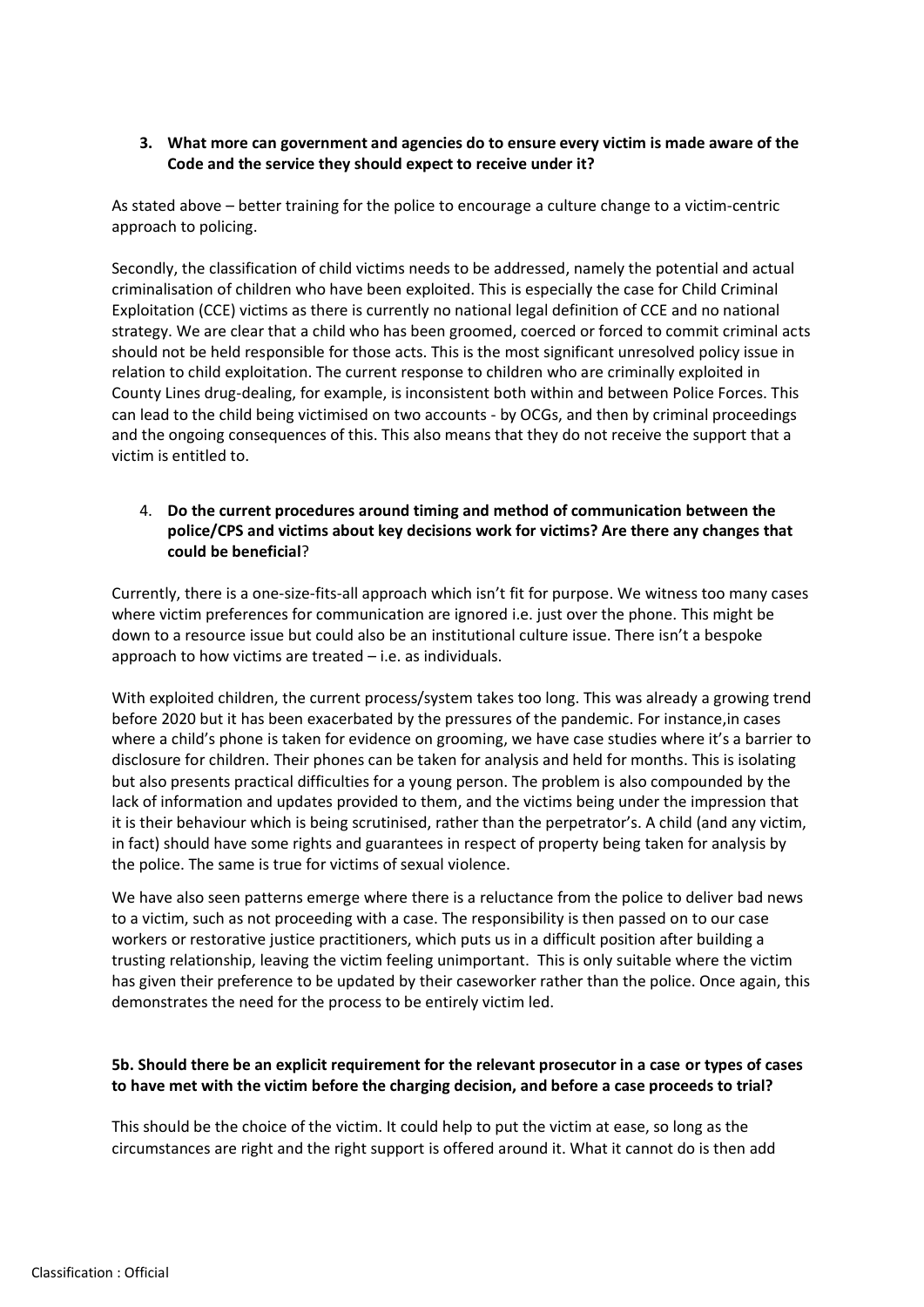3. **What more can government and agencies do to ensure every victim is made aware of the Code and the service they should expect to receive under it?**

As stated above – better training for the police to encourage a culture change to a victim-centric approach to policing.

Secondly, the classification of child victims needs to be addressed, namely the potential and actual criminalisation of children who have been exploited. This is especially the case for Child Criminal Exploitation (CCE) victims as there is currently no national legal definition of CCE and no national strategy. We are clear that a child who has been groomed, coerced or forced to commit criminal acts should not be held responsible for those acts. This is the most significant unresolved policy issue in relation to child exploitation. The current response to children who are criminally exploited in County Lines drug-dealing, for example, is inconsistent both within and between Police Forces. This can lead to the child being victimised on two accounts - by OCGs, and then by criminal proceedings and the ongoing consequences of this. This also means that they do not receive the support that a victim is entitled to.

4. **Do the current procedures around timing and method of communication between the police/CPS and victims about key decisions work for victims? Are there any changes that could be beneficial**?

Currently, there is a one-size-fits-all approach which isn't fit for purpose. We witness too many cases where victim preferences for communication are ignored i.e. just over the phone. This might be down to a resource issue but could also be an institutional culture issue. There isn't a bespoke approach to how victims are treated – i.e. as individuals.

With exploited children, the current process/system takes too long. This was already a growing trend before 2020 but it has been exacerbated by the pressures of the pandemic. For instance,in cases where a child's phone is taken for evidence on grooming, we have case studies where it's a barrier to disclosure for children. Their phones can be taken for analysis and held for months. This is isolating but also presents practical difficulties for a young person. The problem is also compounded by the lack of information and updates provided to them, and the victims being under the impression that it is their behaviour which is being scrutinised, rather than the perpetrator's. A child (and any victim, in fact) should have some rights and guarantees in respect of property being taken for analysis by the police. The same is true for victims of sexual violence.

We have also seen patterns emerge where there is a reluctance from the police to deliver bad news to a victim, such as not proceeding with a case. The responsibility is then passed on to our case workers or restorative justice practitioners, which puts us in a difficult position after building a trusting relationship, leaving the victim feeling unimportant. This is only suitable where the victim has given their preference to be updated by their caseworker rather than the police. Once again, this demonstrates the need for the process to be entirely victim led.

**5b. Should there be an explicit requirement for the relevant prosecutor in a case or types of cases to have met with the victim before the charging decision, and before a case proceeds to trial?**

This should be the choice of the victim. It could help to put the victim at ease, so long as the circumstances are right and the right support is offered around it. What it cannot do is then add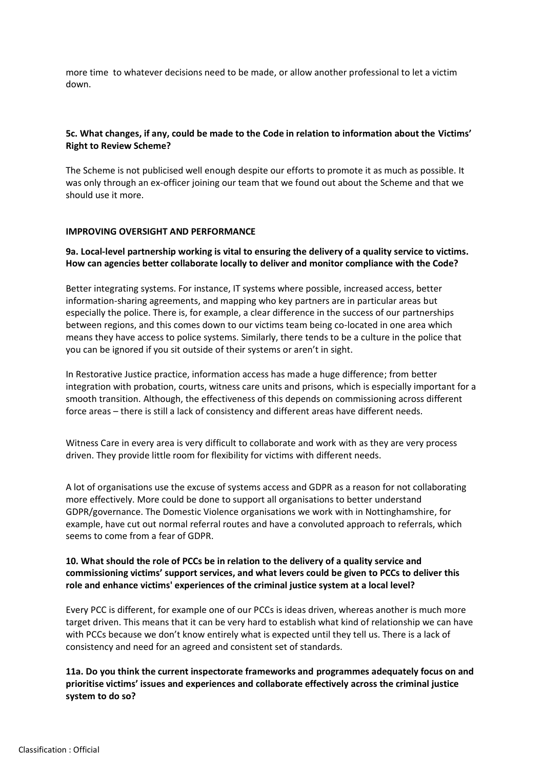more time to whatever decisions need to be made, or allow another professional to let a victim down.

**5c. What changes, if any, could be made to the Code in relation to information about the Victims' Right to Review Scheme?**

The Scheme is not publicised well enough despite our efforts to promote it as much as possible. It was only through an ex-officer joining our team that we found out about the Scheme and that we should use it more.

**IMPROVING OVERSIGHT AND PERFORMANCE**

**9a. Local-level partnership working is vital to ensuring the delivery of a quality service to victims. How can agencies better collaborate locally to deliver and monitor compliance with the Code?**

Better integrating systems. For instance, IT systems where possible, increased access, better information-sharing agreements, and mapping who key partners are in particular areas but especially the police. There is, for example, a clear difference in the success of our partnerships between regions, and this comes down to our victims team being co-located in one area which means they have access to police systems. Similarly, there tends to be a culture in the police that you can be ignored if you sit outside of their systems or aren't in sight.

In Restorative Justice practice, information access has made a huge difference; from better integration with probation, courts, witness care units and prisons, which is especially important for a smooth transition. Although, the effectiveness of this depends on commissioning across different force areas – there is still a lack of consistency and different areas have different needs.

Witness Care in every area is very difficult to collaborate and work with as they are very process driven. They provide little room for flexibility for victims with different needs.

A lot of organisations use the excuse of systems access and GDPR as a reason for not collaborating more effectively. More could be done to support all organisations to better understand GDPR/governance. The Domestic Violence organisations we work with in Nottinghamshire, for example, have cut out normal referral routes and have a convoluted approach to referrals, which seems to come from a fear of GDPR.

**10. What should the role of PCCs be in relation to the delivery of a quality service and commissioning victims' support services, and what levers could be given to PCCs to deliver this role and enhance victims' experiences of the criminal justice system at a local level?**

Every PCC is different, for example one of our PCCs is ideas driven, whereas another is much more target driven. This means that it can be very hard to establish what kind of relationship we can have with PCCs because we don't know entirely what is expected until they tell us. There is a lack of consistency and need for an agreed and consistent set of standards.

**11a. Do you think the current inspectorate frameworks and programmes adequately focus on and prioritise victims' issues and experiences and collaborate effectively across the criminal justice system to do so?**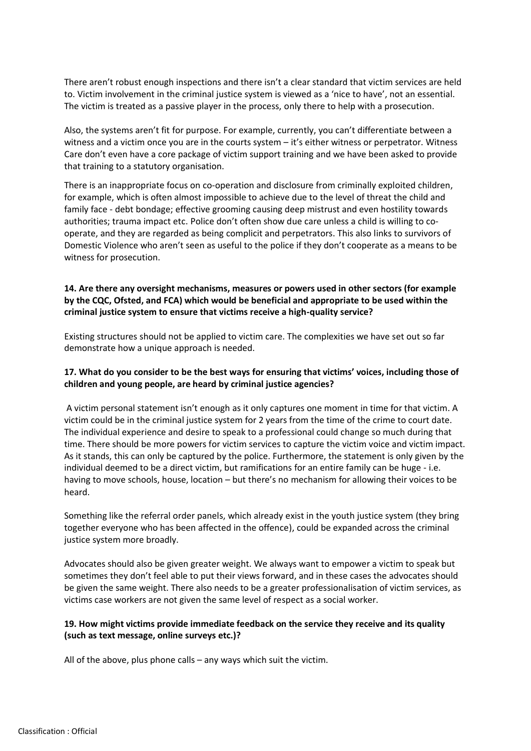There aren't robust enough inspections and there isn't a clear standard that victim services are held to. Victim involvement in the criminal justice system is viewed as a 'nice to have', not an essential. The victim is treated as a passive player in the process, only there to help with a prosecution.

Also, the systems aren't fit for purpose. For example, currently, you can't differentiate between a witness and a victim once you are in the courts system – it's either witness or perpetrator. Witness Care don't even have a core package of victim support training and we have been asked to provide that training to a statutory organisation.

There is an inappropriate focus on co-operation and disclosure from criminally exploited children, for example, which is often almost impossible to achieve due to the level of threat the child and family face - debt bondage; effective grooming causing deep mistrust and even hostility towards authorities; trauma impact etc. Police don't often show due care unless a child is willing to co-operate, and they are regarded as being complicit and perpetrators. This also links to survivors of Domestic Violence who aren't seen as useful to the police if they don't cooperate as a means to be witness for prosecution.

**14. Are there any oversight mechanisms, measures or powers used in other sectors (for example by the CQC, Ofsted, and FCA) which would be beneficial and appropriate to be used within the criminal justice system to ensure that victims receive a high-quality service?**

Existing structures should not be applied to victim care. The complexities we have set out so far demonstrate how a unique approach is needed.

**17. What do you consider to be the best ways for ensuring that victims' voices, including those of children and young people, are heard by criminal justice agencies?**

A victim personal statement isn't enough as it only captures one moment in time for that victim. A victim could be in the criminal justice system for 2 years from the time of the crime to court date. The individual experience and desire to speak to a professional could change so much during that time. There should be more powers for victim services to capture the victim voice and victim impact. As it stands, this can only be captured by the police. Furthermore, the statement is only given by the individual deemed to be a direct victim, but ramifications for an entire family can be huge - i.e. having to move schools, house, location – but there's no mechanism for allowing their voices to be heard.

Something like the referral order panels, which already exist in the youth justice system (they bring together everyone who has been affected in the offence), could be expanded across the criminal justice system more broadly.

Advocates should also be given greater weight. We always want to empower a victim to speak but sometimes they don't feel able to put their views forward, and in these cases the advocates should be given the same weight. There also needs to be a greater professionalisation of victim services, as victims case workers are not given the same level of respect as a social worker.

**19. How might victims provide immediate feedback on the service they receive and its quality (such as text message, online surveys etc.)?**

All of the above, plus phone calls – any ways which suit the victim.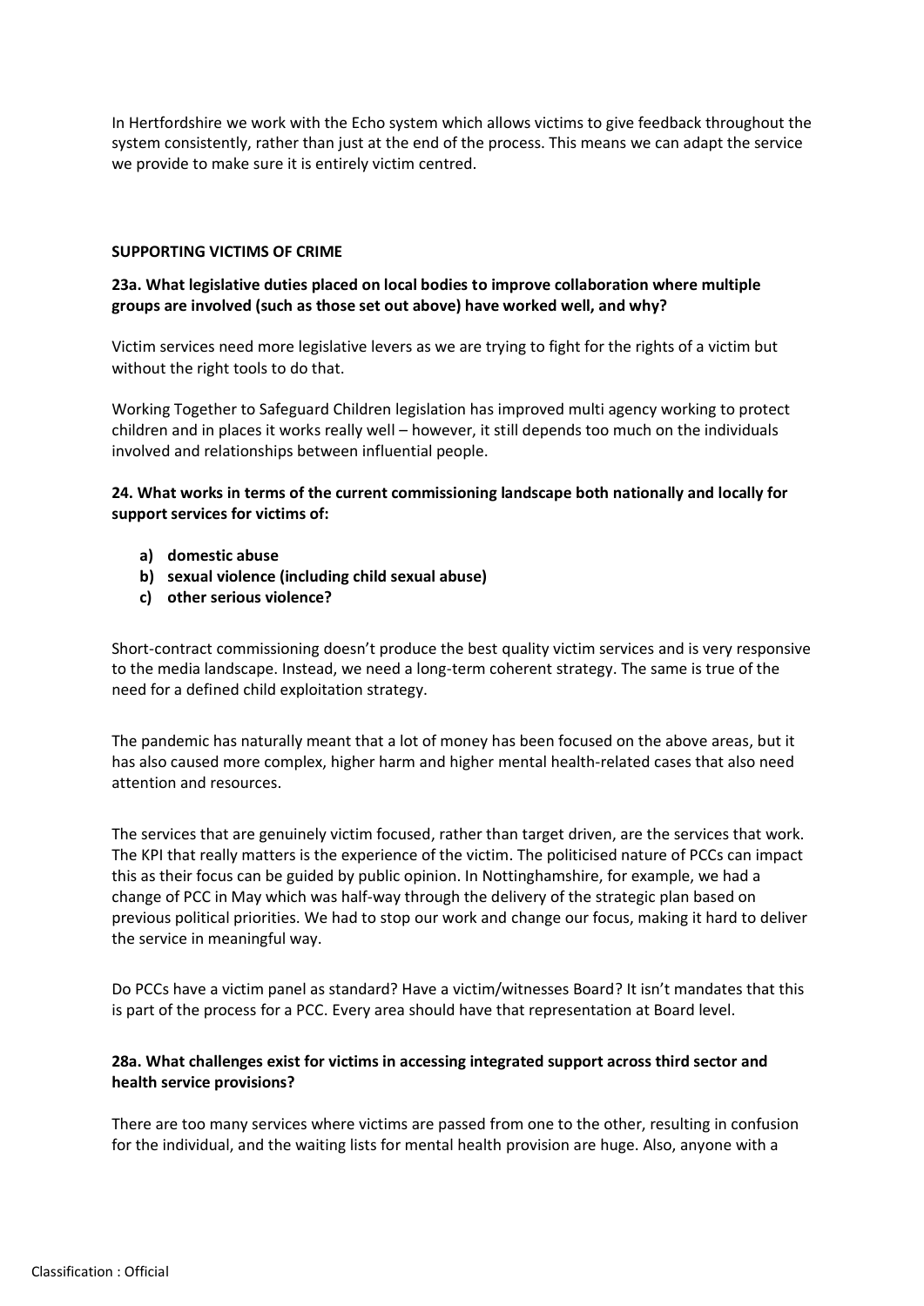In Hertfordshire we work with the Echo system which allows victims to give feedback throughout the system consistently, rather than just at the end of the process. This means we can adapt the service we provide to make sure it is entirely victim centred.

**SUPPORTING VICTIMS OF CRIME**

**23a. What legislative duties placed on local bodies to improve collaboration where multiple groups are involved (such as those set out above) have worked well, and why?**

Victim services need more legislative levers as we are trying to fight for the rights of a victim but without the right tools to do that.

Working Together to Safeguard Children legislation has improved multi agency working to protect children and in places it works really well – however, it still depends too much on the individuals involved and relationships between influential people.

**24. What works in terms of the current commissioning landscape both nationally and locally for support services for victims of:**

- **a) domestic abuse**
- **b) sexual violence (including child sexual abuse)**
- **c) other serious violence?**

Short-contract commissioning doesn't produce the best quality victim services and is very responsive to the media landscape. Instead, we need a long-term coherent strategy. The same is true of the need for a defined child exploitation strategy.

The pandemic has naturally meant that a lot of money has been focused on the above areas, but it has also caused more complex, higher harm and higher mental health-related cases that also need attention and resources.

The services that are genuinely victim focused, rather than target driven, are the services that work. The KPI that really matters is the experience of the victim. The politicised nature of PCCs can impact this as their focus can be guided by public opinion. In Nottinghamshire, for example, we had a change of PCC in May which was half-way through the delivery of the strategic plan based on previous political priorities. We had to stop our work and change our focus, making it hard to deliver the service in meaningful way.

Do PCCs have a victim panel as standard? Have a victim/witnesses Board? It isn't mandates that this is part of the process for a PCC. Every area should have that representation at Board level.

**28a. What challenges exist for victims in accessing integrated support across third sector and health service provisions?**

There are too many services where victims are passed from one to the other, resulting in confusion for the individual, and the waiting lists for mental health provision are huge. Also, anyone with a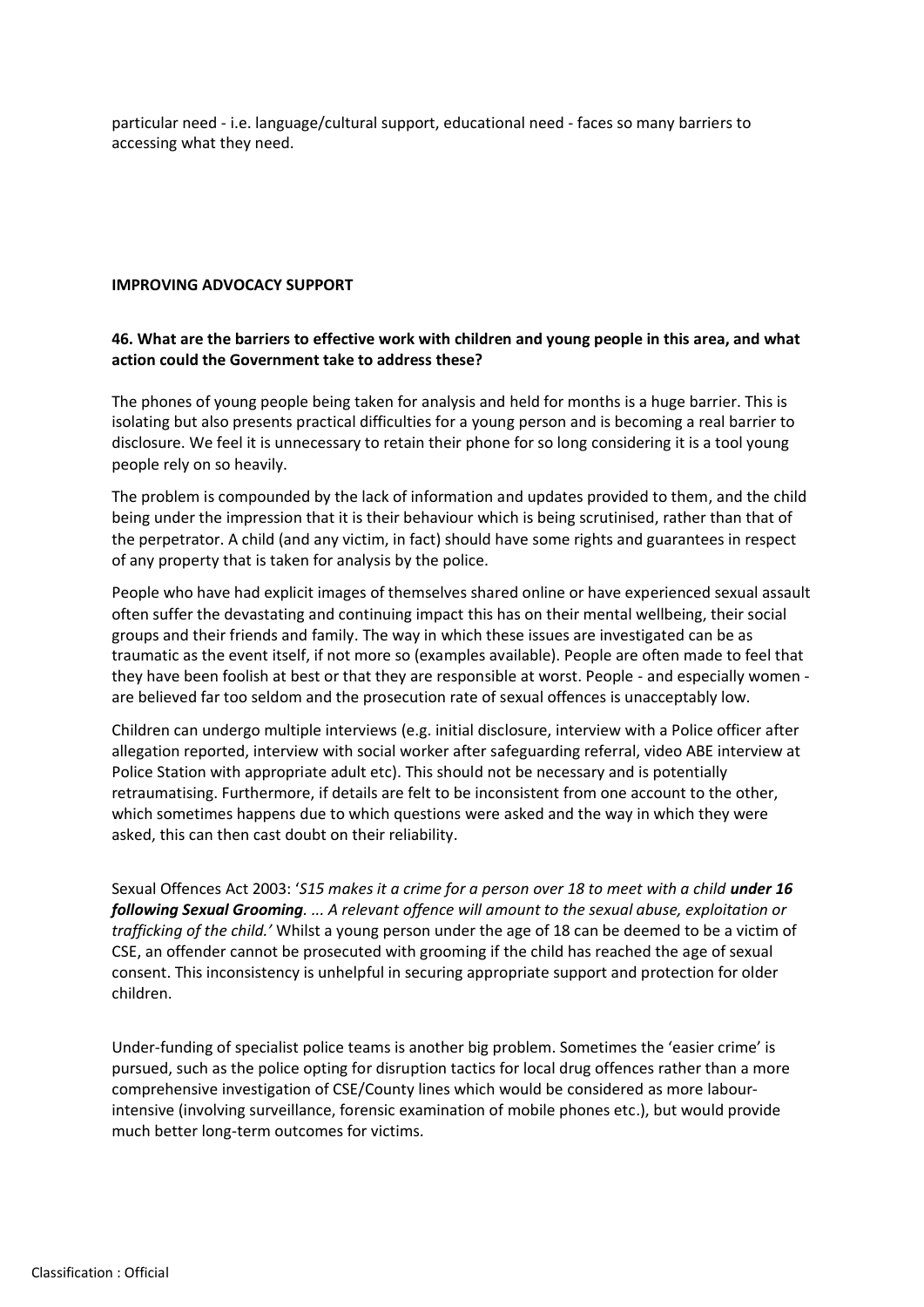particular need - i.e. language/cultural support, educational need - faces so many barriers to accessing what they need.

**IMPROVING ADVOCACY SUPPORT**

**46. What are the barriers to effective work with children and young people in this area, and what action could the Government take to address these?**

The phones of young people being taken for analysis and held for months is a huge barrier. This is isolating but also presents practical difficulties for a young person and is becoming a real barrier to disclosure. We feel it is unnecessary to retain their phone for so long considering it is a tool young people rely on so heavily.

The problem is compounded by the lack of information and updates provided to them, and the child being under the impression that it is their behaviour which is being scrutinised, rather than that of the perpetrator. A child (and any victim, in fact) should have some rights and guarantees in respect of any property that is taken for analysis by the police.

People who have had explicit images of themselves shared online or have experienced sexual assault often suffer the devastating and continuing impact this has on their mental wellbeing, their social groups and their friends and family. The way in which these issues are investigated can be as traumatic as the event itself, if not more so (examples available). People are often made to feel that they have been foolish at best or that they are responsible at worst. People - and especially women - are believed far too seldom and the prosecution rate of sexual offences is unacceptably low.

Children can undergo multiple interviews (e.g. initial disclosure, interview with a Police officer after allegation reported, interview with social worker after safeguarding referral, video ABE interview at Police Station with appropriate adult etc). This should not be necessary and is potentially retraumatising. Furthermore, if details are felt to be inconsistent from one account to the other, which sometimes happens due to which questions were asked and the way in which they were asked, this can then cast doubt on their reliability.

Sexual Offences Act 2003: '*S15 makes it a crime for a person over 18 to meet with a child* ***under 16 following Sexual Grooming****. ... A relevant offence will amount to the sexual abuse, exploitation or trafficking of the child.'* Whilst a young person under the age of 18 can be deemed to be a victim of CSE, an offender cannot be prosecuted with grooming if the child has reached the age of sexual consent. This inconsistency is unhelpful in securing appropriate support and protection for older children.

Under-funding of specialist police teams is another big problem. Sometimes the 'easier crime' is pursued, such as the police opting for disruption tactics for local drug offences rather than a more comprehensive investigation of CSE/County lines which would be considered as more labour-intensive (involving surveillance, forensic examination of mobile phones etc.), but would provide much better long-term outcomes for victims.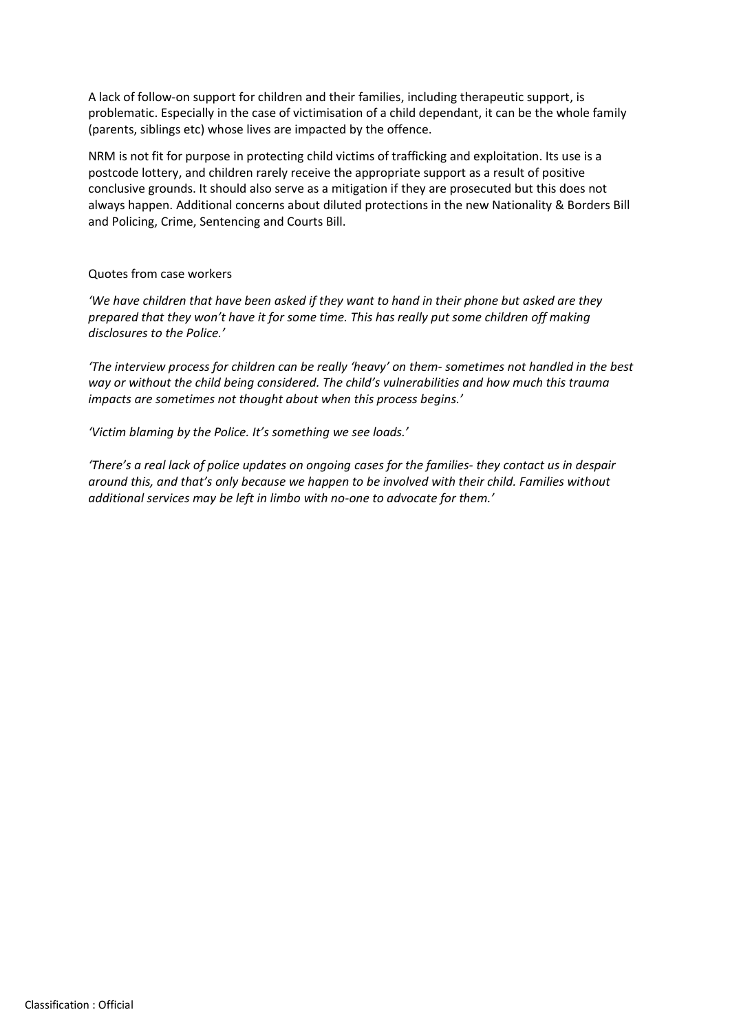A lack of follow-on support for children and their families, including therapeutic support, is problematic. Especially in the case of victimisation of a child dependant, it can be the whole family (parents, siblings etc) whose lives are impacted by the offence.

NRM is not fit for purpose in protecting child victims of trafficking and exploitation. Its use is a postcode lottery, and children rarely receive the appropriate support as a result of positive conclusive grounds. It should also serve as a mitigation if they are prosecuted but this does not always happen. Additional concerns about diluted protections in the new Nationality & Borders Bill and Policing, Crime, Sentencing and Courts Bill.

Quotes from case workers

*'We have children that have been asked if they want to hand in their phone but asked are they prepared that they won't have it for some time. This has really put some children off making disclosures to the Police.'*

*'The interview process for children can be really 'heavy' on them- sometimes not handled in the best way or without the child being considered. The child's vulnerabilities and how much this trauma impacts are sometimes not thought about when this process begins.'*

*'Victim blaming by the Police. It's something we see loads.'*

*'There's a real lack of police updates on ongoing cases for the families- they contact us in despair around this, and that's only because we happen to be involved with their child. Families without additional services may be left in limbo with no-one to advocate for them.'*